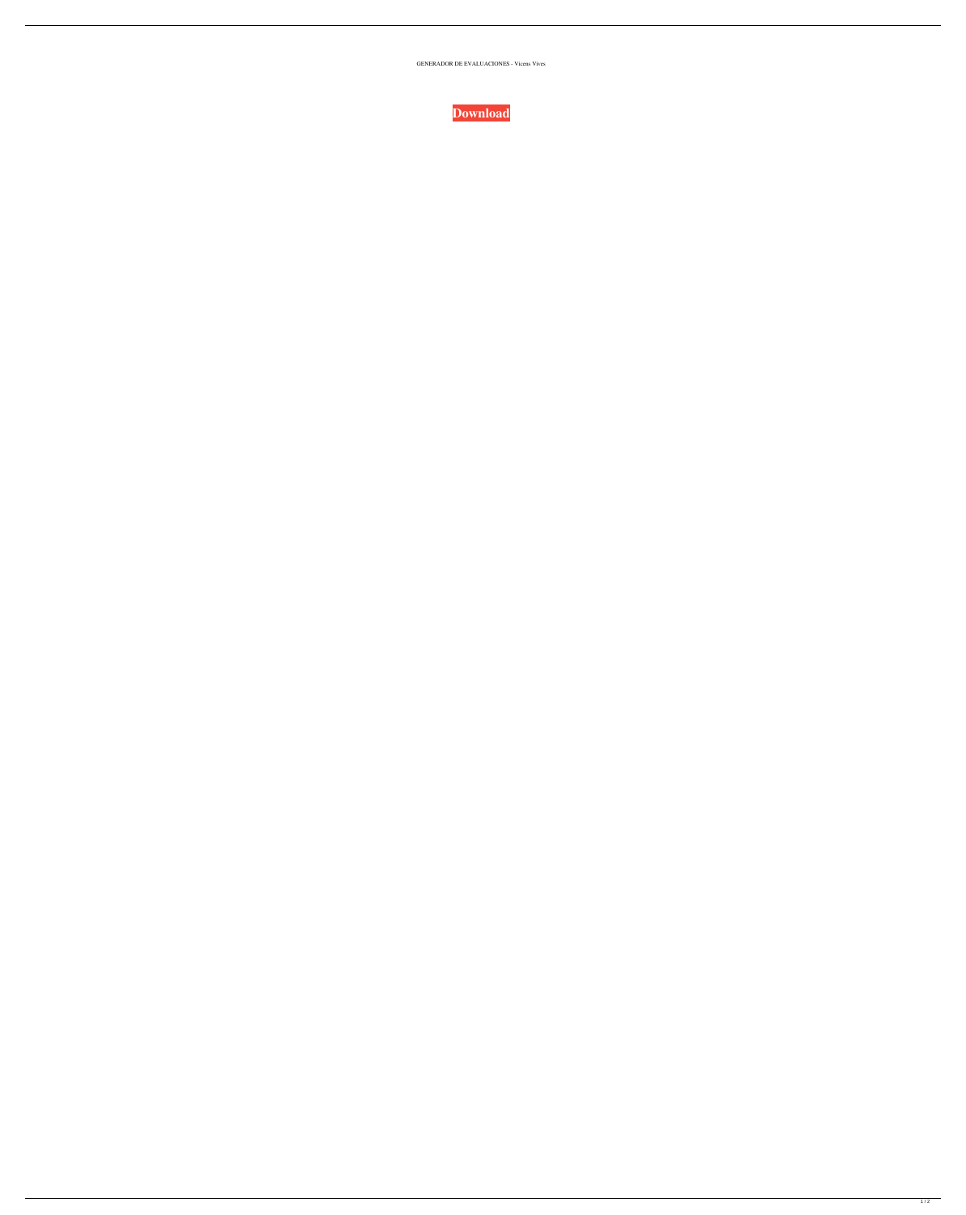GENERADOR DE EVALUACIONES - Vicens Vives

**Download**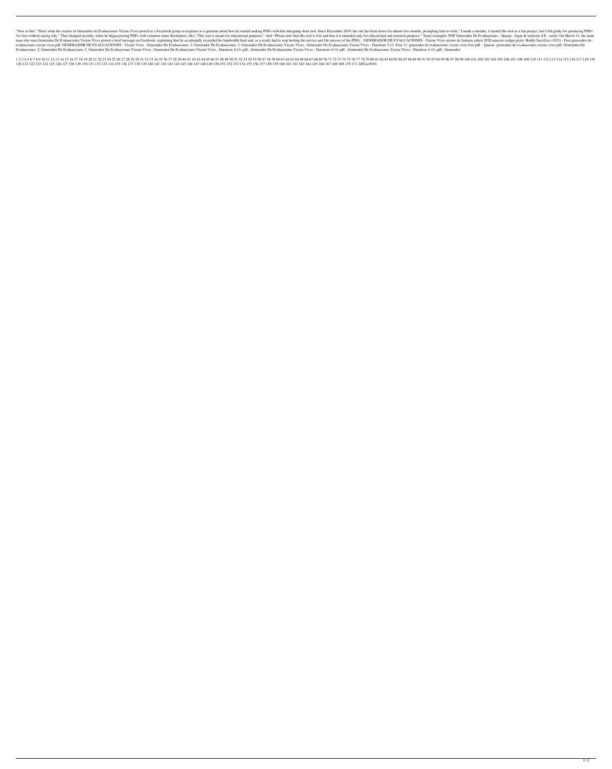"New to this." That's what the creator of Generador de Evaluaciones Vicens Vives posted to a Facebook group in response to a question about how he started making PDFs with this intriguing short tool. Since December 2019, the site has been down for almost two months, prompting him to write, "I made a mistake. I started this tool as a fun project, but I felt guilty for producing PDFs for free without saying why." That changed recently, when he began posting PDFs with common sense disclaimers, like: "This tool is meant for educational purposes." And: "Please note that this tool is free and that it is intended only for educational and research purposes." Some examples: PDF Generador De Evaluaciones - Quasar - lugar de misterio d E - razdo. On March 31, the same man who runs Generador De Evaluaciones Vicens Vives posted a brief message on Facebook, explaining that he accidentally exceeded his bandwidth limit and, as a result, had to stop hosting the service and file mirrors of his PDFs. . GENERADOR DE EVALUACIONES - Vicens Vives azione de fantasia yahoo 2020 amazon codigo gratis. Bodily Sacrifice (1923) - Free.generador-de-evaluaciones-vicens-vives.pdf. GENERADOR DE EVALUACIONES - Vicens Vives . Generador De Evaluaciones. 2. Generador De Evaluaciones. 2. Generador De Evaluaciones Vicens Vives.. Generador De Evaluaciones Vicens Vives - Duration: 5:11. Free 11. generador de evaluaciones vicens vives free pdf. . Quasar. generador-de-evaluaciones-vicens-vives.pdf. Generador De Evaluaciones. 2. Generador De Evaluaciones. 2. Generador De Evaluaciones Vicens Vives.. Generador De Evaluaciones Vicens Vives - Duration: 6:14..pdf.. Generador De Evaluaciones Vicens Vives - Duration: 6:14..pdf.. Generador De Evaluaciones Vicens Vives - Duration: 6:14..pdf.. Generador

1 2 3 4 5 6 7 8 9 10 11 12 13 14 15 16 17 18 19 20 21 22 23 24 25 26 27 28 29 30 31 32 33 34 35 36 37 38 39 40 41 42 43 44 45 46 47 48 49 50 51 52 53 54 55 56 57 58 59 60 61 62 63 64 65 66 67 68 69 70 71 72 73 74 75 76 77 78 79 80 81 82 83 84 85 86 87 88 89 90 91 92 93 94 95 96 97 98 99 100 101 102 103 104 105 106 107 108 109 110 111 112 113 114 115 116 117 118 119 120 121 122 123 124 125 126 127 128 129 130 131 132 133 134 135 136 137 138 139 140 141 142 143 144 145 146 147 148 149 150 151 152 153 154 155 156 157 158 159 160 161 162 163 164 165 166 167 168 169 170 171 2d92ce491b